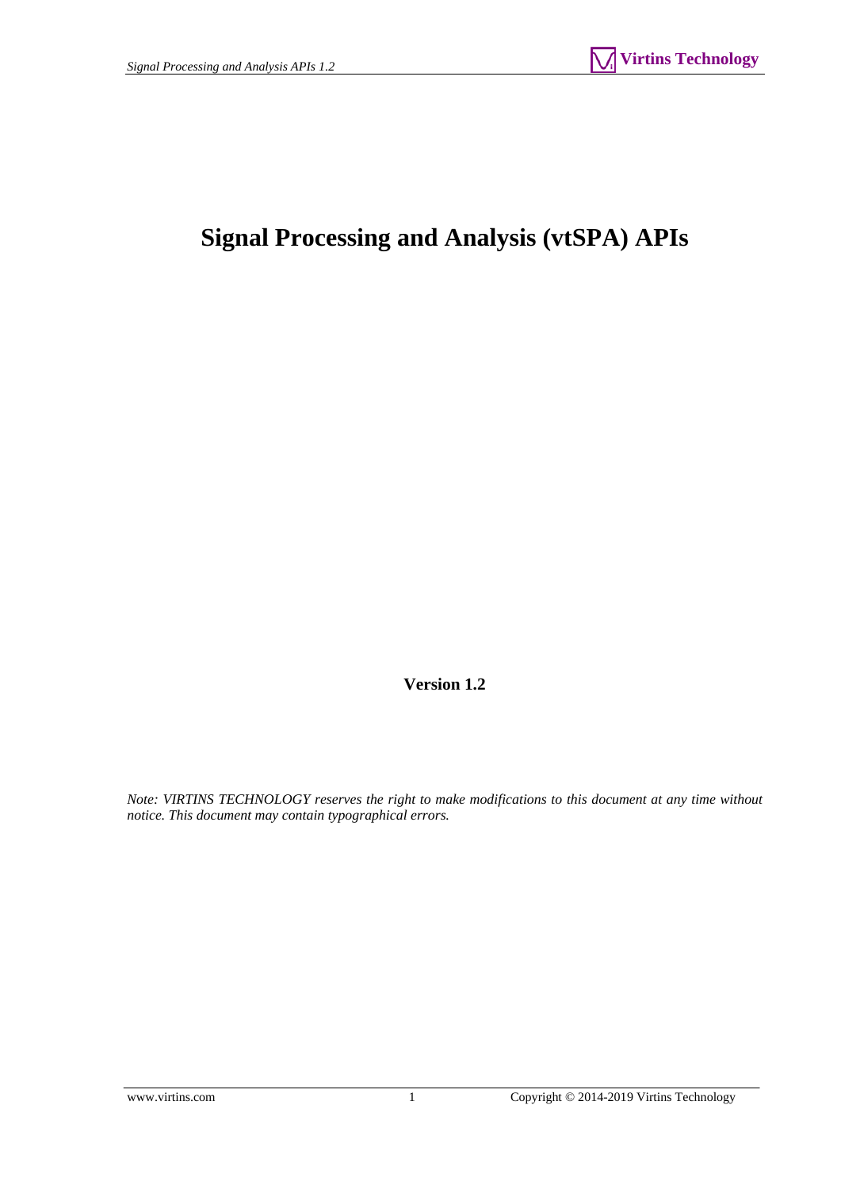# Signal Processing and Analysis (vtSPA) APIs

**Version 1.2**

*Note: VIRTINS TECHNOLOGY reserves the right to make modifications to this document at any time without notice. This document may contain typographical errors.*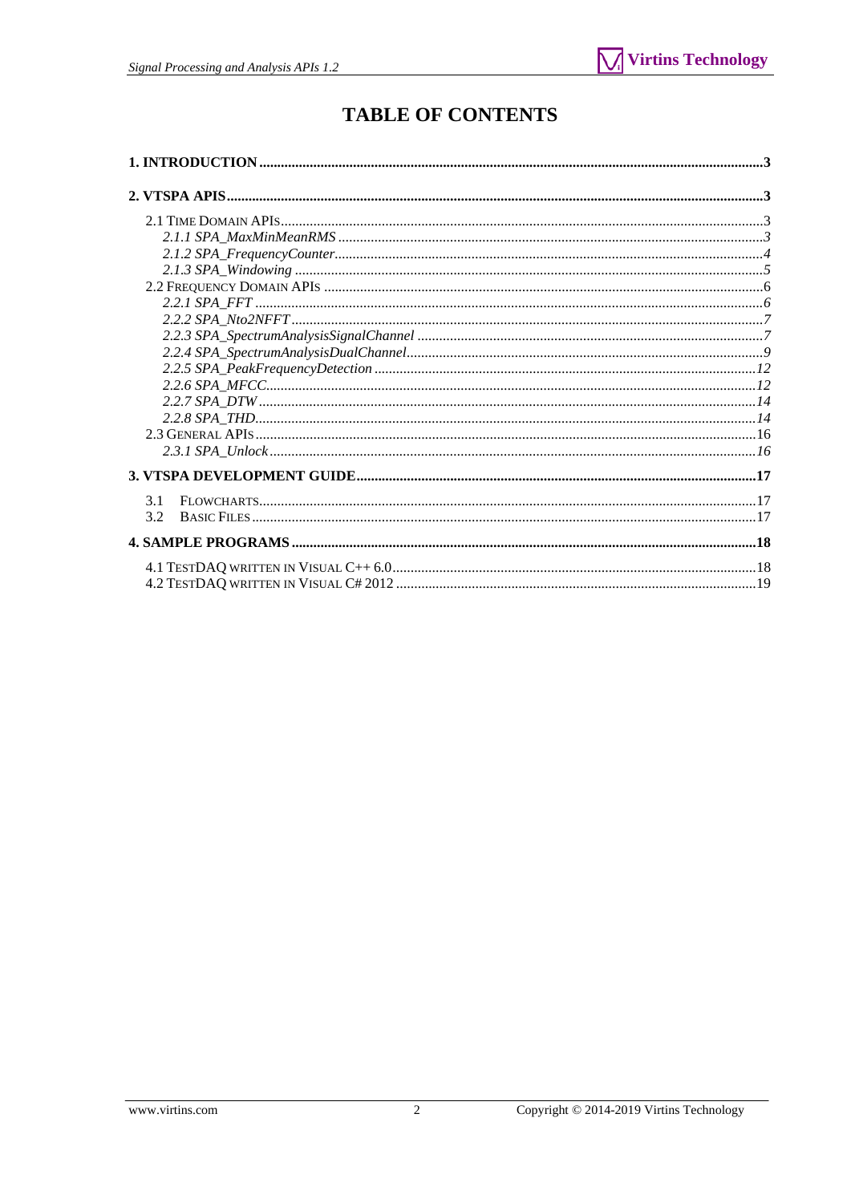# TABLE OF CONTENTS

**1. INTRODUCTION ........................................................................................................................................3**

**2. VTSPA APIS................................................................................................................................................3**

2.1 TIME DOMAIN APIS..................................................................................................................................3

*2.1.1 SPA_MaxMinMeanRMS ...................................................................................................................3*

*2.1.2 SPA_FrequencyCounter....................................................................................................................4*

*2.1.3 SPA_Windowing ...............................................................................................................................5*

2.2 FREQUENCY DOMAIN APIS .......................................................................................................................6

*2.2.1 SPA_FFT ..........................................................................................................................................6*

*2.2.2 SPA_Nto2NFFT................................................................................................................................7*

*2.2.3 SPA_SpectrumAnalysisSignalChannel .............................................................................................7*

*2.2.4 SPA_SpectrumAnalysisDualChannel................................................................................................9*

*2.2.5 SPA_PeakFrequencyDetection .......................................................................................................12*

*2.2.6 SPA_MFCC.....................................................................................................................................12*

*2.2.7 SPA_DTW.......................................................................................................................................14*

*2.2.8 SPA_THD........................................................................................................................................14*

2.3 GENERAL APIS........................................................................................................................................16

*2.3.1 SPA_Unlock ....................................................................................................................................16*

**3. VTSPA DEVELOPMENT GUIDE............................................................................................................17**

3.1 FLOWCHARTS.......................................................................................................................................17

3.2 BASIC FILES .........................................................................................................................................17

**4. SAMPLE PROGRAMS ..............................................................................................................................18**

4.1 TESTDAQ WRITTEN IN VISUAL C++ 6.0...................................................................................................18

4.2 TESTDAQ WRITTEN IN VISUAL C# 2012 .................................................................................................19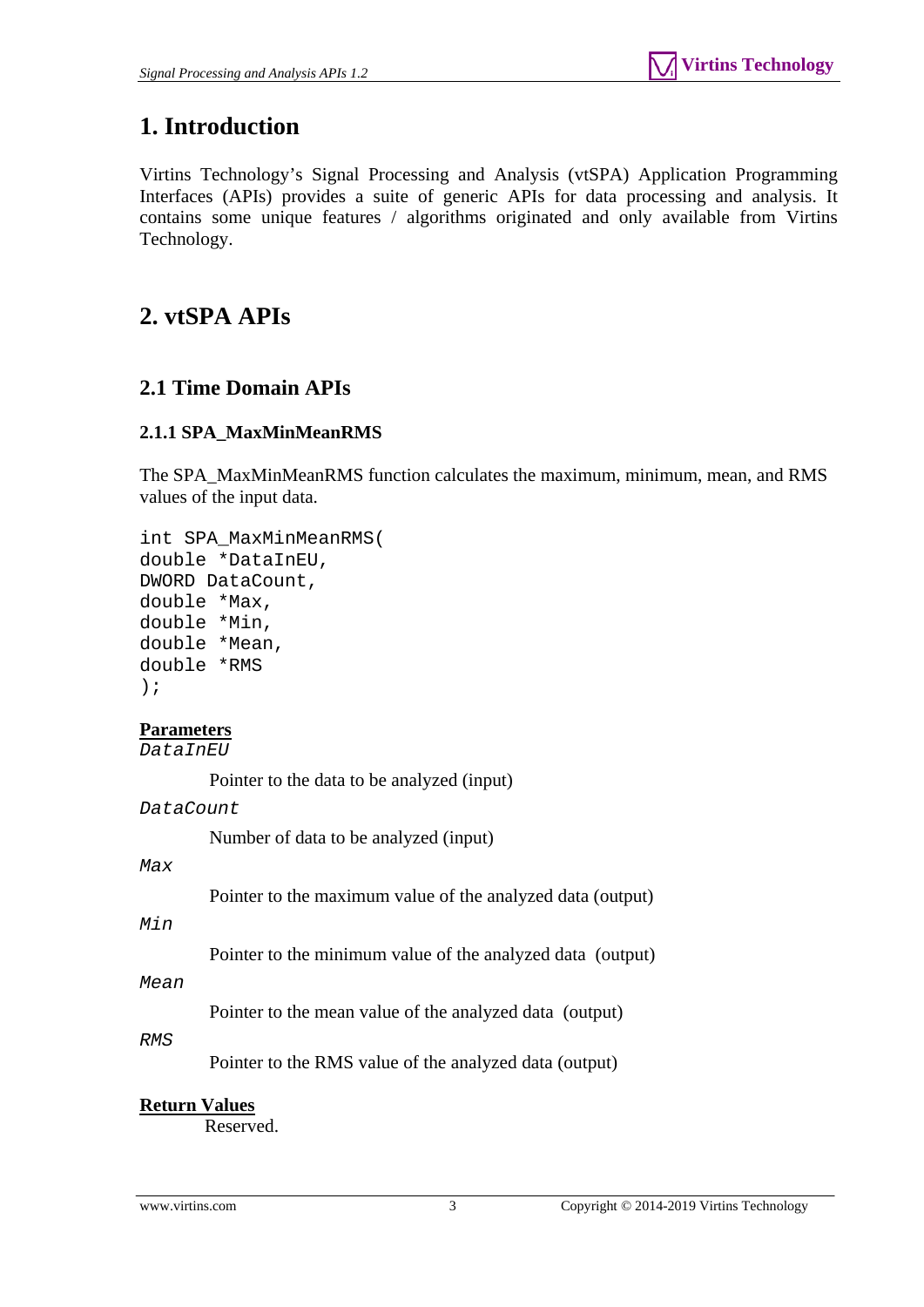# 1. Introduction

Virtins Technology's Signal Processing and Analysis (vtSPA) Application Programming Interfaces (APIs) provides a suite of generic APIs for data processing and analysis. It contains some unique features / algorithms originated and only available from Virtins Technology.

# 2. vtSPA APIs

## 2.1 Time Domain APIs

### 2.1.1 SPA_MaxMinMeanRMS

The SPA_MaxMinMeanRMS function calculates the maximum, minimum, mean, and RMS values of the input data.

```
int SPA_MaxMinMeanRMS(
double *DataInEU,
DWORD DataCount,
double *Max,
double *Min,
double *Mean,
double *RMS
);
```

**Parameters**

*DataInEU*

Pointer to the data to be analyzed (input)

*DataCount*

Number of data to be analyzed (input)

*Max*

Pointer to the maximum value of the analyzed data (output)

*Min*

Pointer to the minimum value of the analyzed data (output)

*Mean*

Pointer to the mean value of the analyzed data (output)

*RMS*

Pointer to the RMS value of the analyzed data (output)

**Return Values**

Reserved.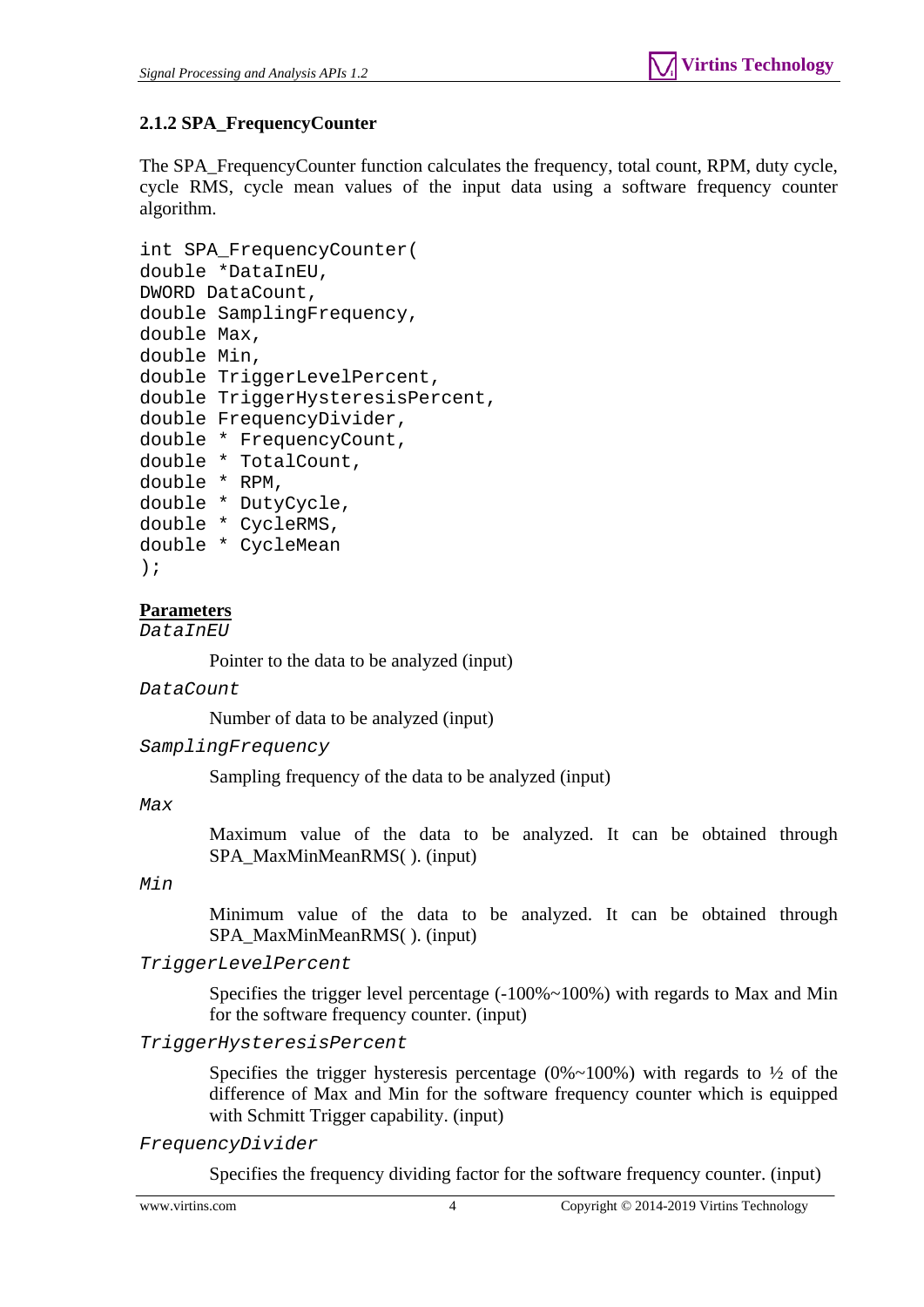### 2.1.2 SPA_FrequencyCounter

The SPA_FrequencyCounter function calculates the frequency, total count, RPM, duty cycle, cycle RMS, cycle mean values of the input data using a software frequency counter algorithm.

```
int SPA_FrequencyCounter(
double *DataInEU,
DWORD DataCount,
double SamplingFrequency,
double Max,
double Min,
double TriggerLevelPercent,
double TriggerHysteresisPercent,
double FrequencyDivider,
double * FrequencyCount,
double * TotalCount,
double * RPM,
double * DutyCycle,
double * CycleRMS,
double * CycleMean
);
```

**Parameters**

*DataInEU*

Pointer to the data to be analyzed (input)

*DataCount*

Number of data to be analyzed (input)

*SamplingFrequency*

Sampling frequency of the data to be analyzed (input)

*Max*

Maximum value of the data to be analyzed. It can be obtained through SPA_MaxMinMeanRMS( ). (input)

*Min*

Minimum value of the data to be analyzed. It can be obtained through SPA_MaxMinMeanRMS( ). (input)

*TriggerLevelPercent*

Specifies the trigger level percentage (-100%~100%) with regards to Max and Min for the software frequency counter. (input)

*TriggerHysteresisPercent*

Specifies the trigger hysteresis percentage (0%~100%) with regards to ½ of the difference of Max and Min for the software frequency counter which is equipped with Schmitt Trigger capability. (input)

*FrequencyDivider*

Specifies the frequency dividing factor for the software frequency counter. (input)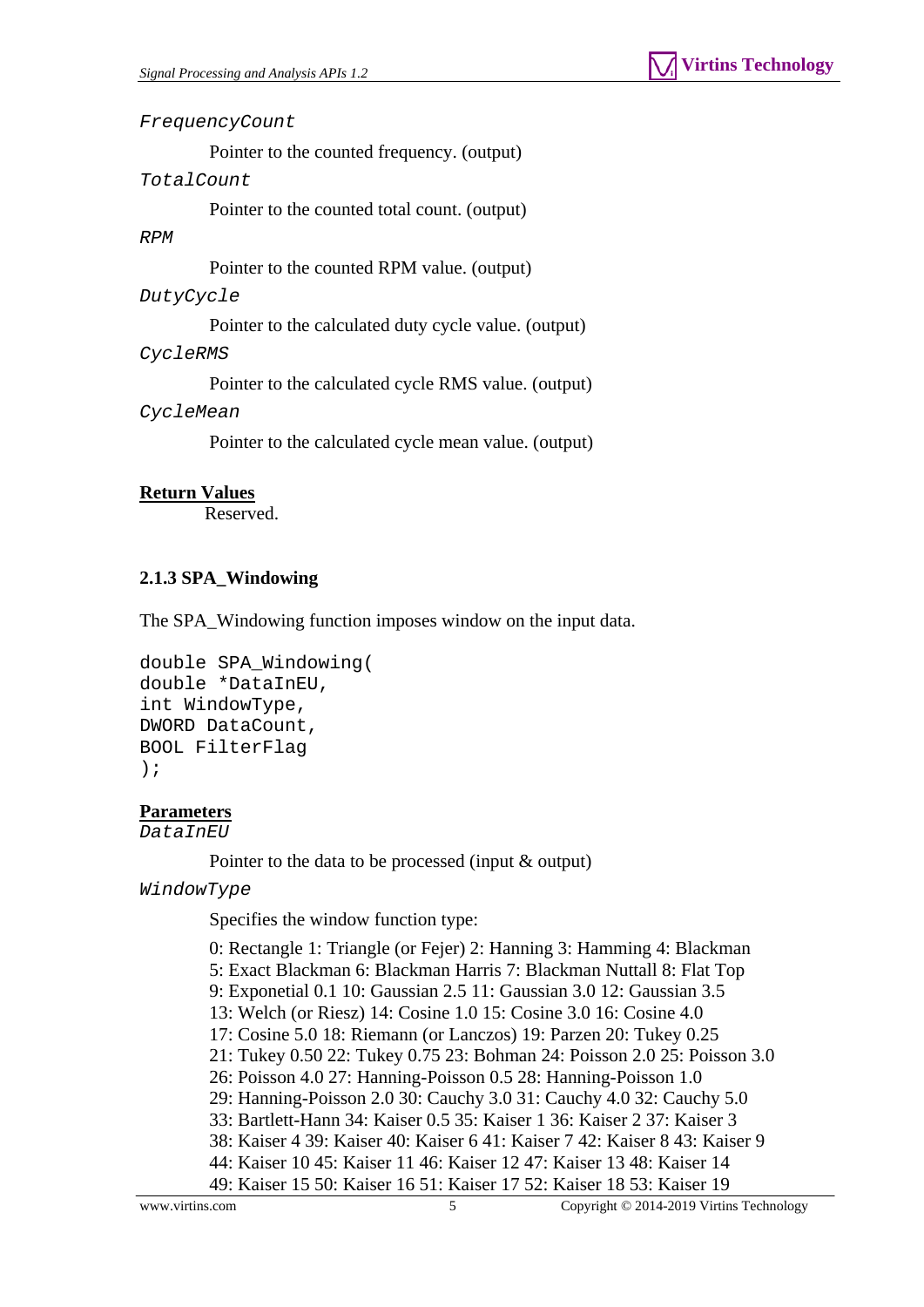*FrequencyCount*

Pointer to the counted frequency. (output)

*TotalCount*

Pointer to the counted total count. (output)

*RPM*

Pointer to the counted RPM value. (output)

*DutyCycle*

Pointer to the calculated duty cycle value. (output)

*CycleRMS*

Pointer to the calculated cycle RMS value. (output)

*CycleMean*

Pointer to the calculated cycle mean value. (output)

**Return Values**

Reserved.

### 2.1.3 SPA_Windowing

The SPA_Windowing function imposes window on the input data.

```
double SPA_Windowing(
double *DataInEU,
int WindowType,
DWORD DataCount,
BOOL FilterFlag
);
```

**Parameters**

*DataInEU*

Pointer to the data to be processed (input & output)

*WindowType*

Specifies the window function type:

0: Rectangle 1: Triangle (or Fejer) 2: Hanning 3: Hamming 4: Blackman
5: Exact Blackman 6: Blackman Harris 7: Blackman Nuttall 8: Flat Top
9: Exponetial 0.1 10: Gaussian 2.5 11: Gaussian 3.0 12: Gaussian 3.5
13: Welch (or Riesz) 14: Cosine 1.0 15: Cosine 3.0 16: Cosine 4.0
17: Cosine 5.0 18: Riemann (or Lanczos) 19: Parzen 20: Tukey 0.25
21: Tukey 0.50 22: Tukey 0.75 23: Bohman 24: Poisson 2.0 25: Poisson 3.0
26: Poisson 4.0 27: Hanning-Poisson 0.5 28: Hanning-Poisson 1.0
29: Hanning-Poisson 2.0 30: Cauchy 3.0 31: Cauchy 4.0 32: Cauchy 5.0
33: Bartlett-Hann 34: Kaiser 0.5 35: Kaiser 1 36: Kaiser 2 37: Kaiser 3
38: Kaiser 4 39: Kaiser 40: Kaiser 6 41: Kaiser 7 42: Kaiser 8 43: Kaiser 9
44: Kaiser 10 45: Kaiser 11 46: Kaiser 12 47: Kaiser 13 48: Kaiser 14
49: Kaiser 15 50: Kaiser 16 51: Kaiser 17 52: Kaiser 18 53: Kaiser 19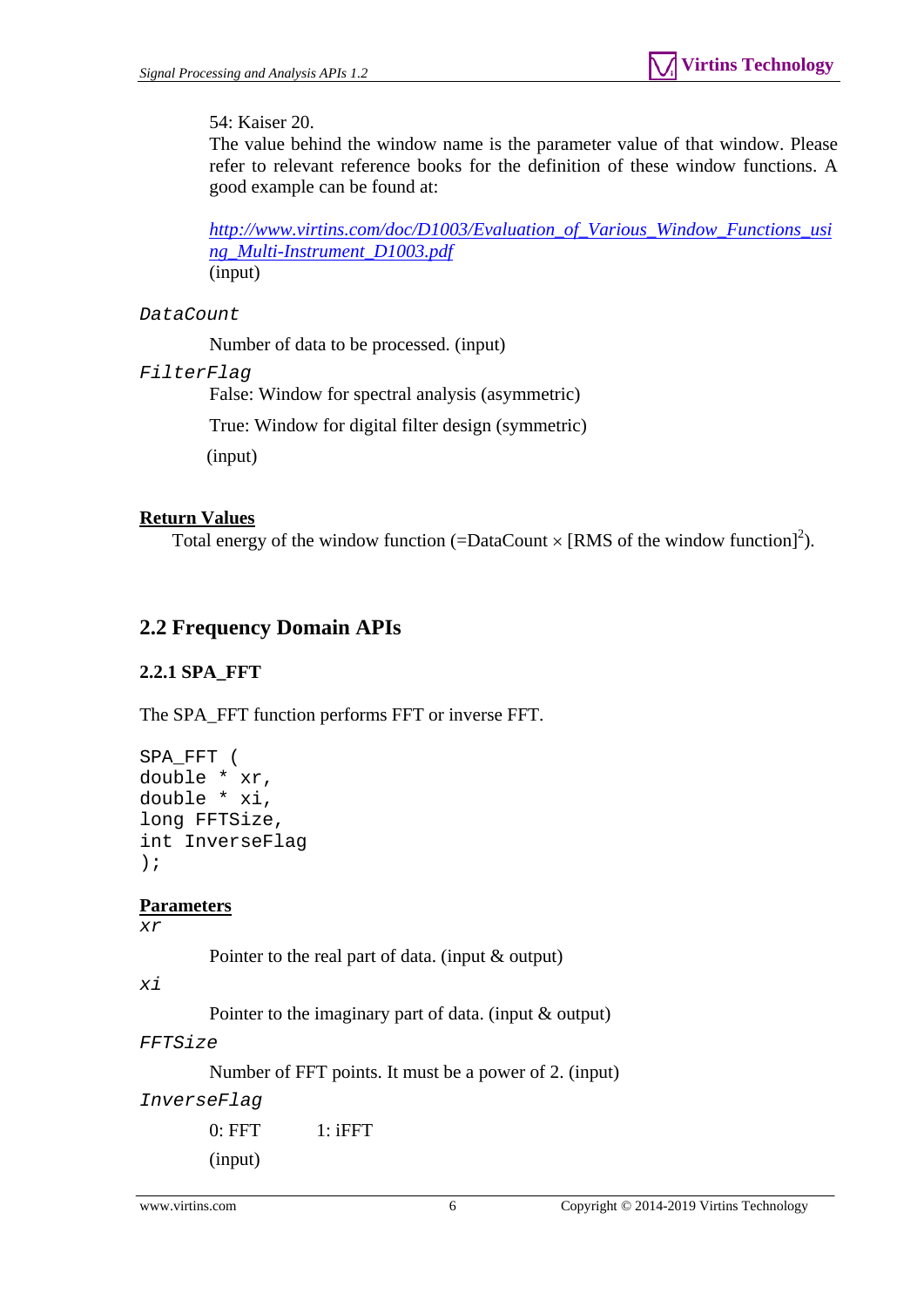54: Kaiser 20.

The value behind the window name is the parameter value of that window. Please refer to relevant reference books for the definition of these window functions. A good example can be found at:

*http://www.virtins.com/doc/D1003/Evaluation_of_Various_Window_Functions_using_Multi-Instrument_D1003.pdf*
(input)

*DataCount*

Number of data to be processed. (input)

*FilterFlag*

False: Window for spectral analysis (asymmetric)

True: Window for digital filter design (symmetric)

(input)

**Return Values**

Total energy of the window function (=DataCount $\times$ [RMS of the window function]$^2$).

## 2.2 Frequency Domain APIs

### 2.2.1 SPA_FFT

The SPA_FFT function performs FFT or inverse FFT.

```
SPA_FFT (
double * xr,
double * xi,
long FFTSize,
int InverseFlag
);
```

**Parameters**

*xr*

Pointer to the real part of data. (input & output)

*xi*

Pointer to the imaginary part of data. (input & output)

*FFTSize*

Number of FFT points. It must be a power of 2. (input)

*InverseFlag*

0: FFT 1: iFFT

(input)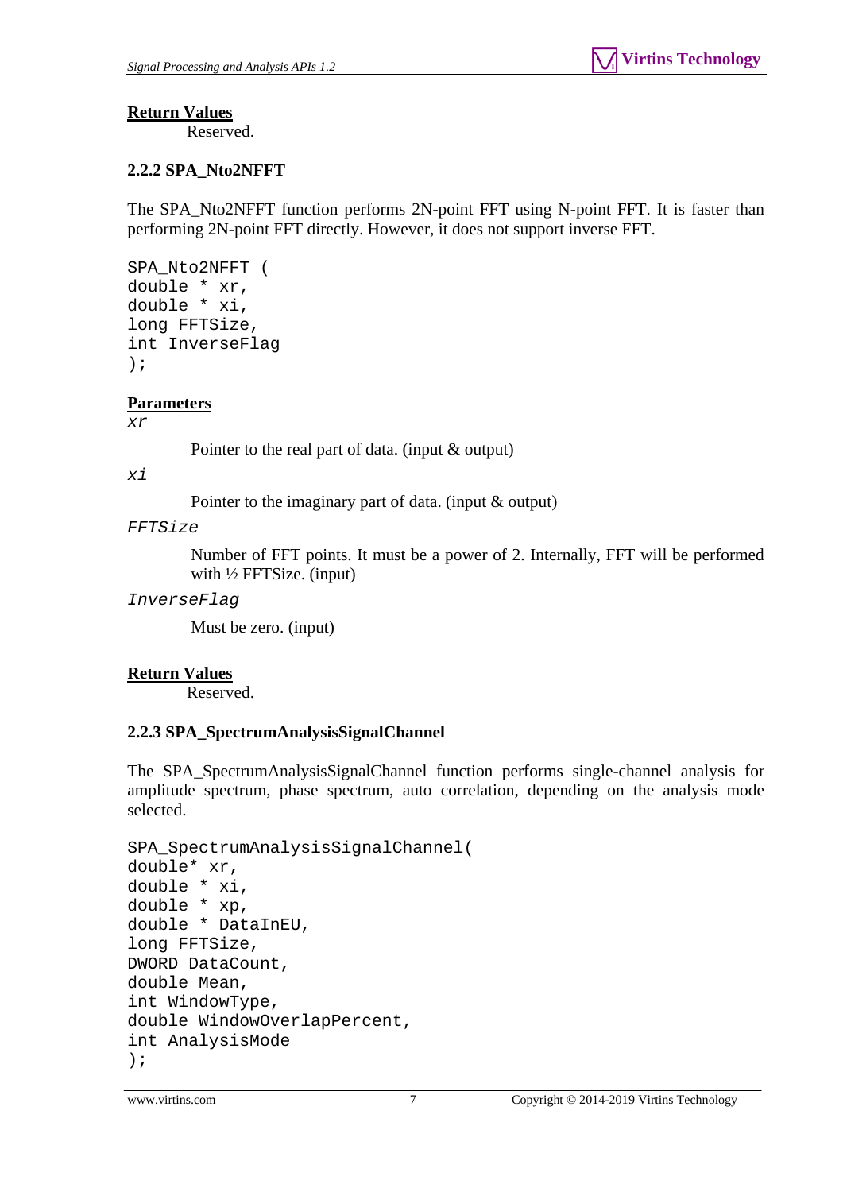**Return Values**

Reserved.

### 2.2.2 SPA_Nto2NFFT

The SPA_Nto2NFFT function performs 2N-point FFT using N-point FFT. It is faster than performing 2N-point FFT directly. However, it does not support inverse FFT.

```
SPA_Nto2NFFT (
double * xr,
double * xi,
long FFTSize,
int InverseFlag
);
```

**Parameters**

*xr*

Pointer to the real part of data. (input & output)

*xi*

Pointer to the imaginary part of data. (input & output)

*FFTSize*

Number of FFT points. It must be a power of 2. Internally, FFT will be performed with ½ FFTSize. (input)

*InverseFlag*

Must be zero. (input)

**Return Values**

Reserved.

### 2.2.3 SPA_SpectrumAnalysisSignalChannel

The SPA_SpectrumAnalysisSignalChannel function performs single-channel analysis for amplitude spectrum, phase spectrum, auto correlation, depending on the analysis mode selected.

```
SPA_SpectrumAnalysisSignalChannel(
double* xr,
double * xi,
double * xp,
double * DataInEU,
long FFTSize,
DWORD DataCount,
double Mean,
int WindowType,
double WindowOverlapPercent,
int AnalysisMode
);
```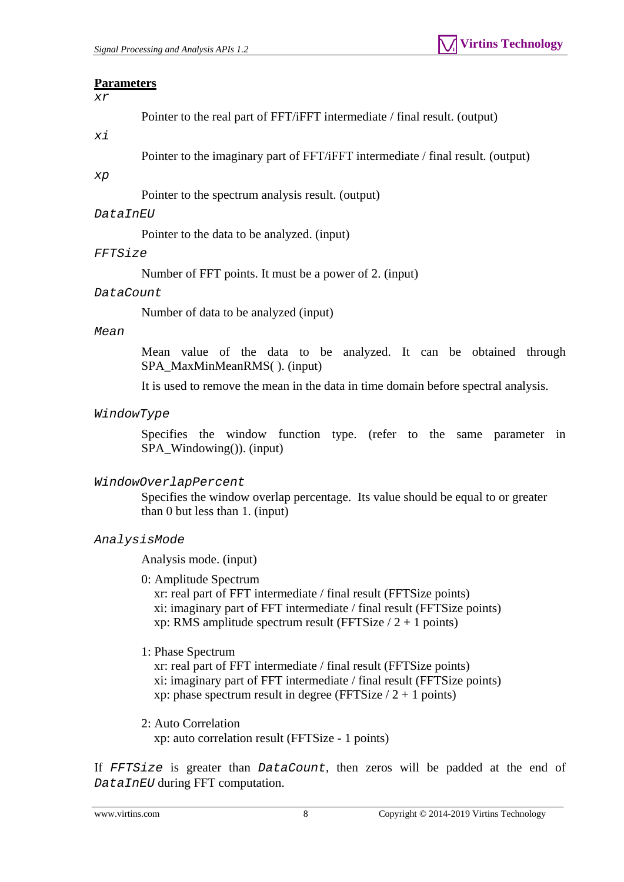**Parameters**

`xr`

Pointer to the real part of FFT/iFFT intermediate / final result. (output)

`xi`

Pointer to the imaginary part of FFT/iFFT intermediate / final result. (output)

`xp`

Pointer to the spectrum analysis result. (output)

`DataInEU`

Pointer to the data to be analyzed. (input)

`FFTSize`

Number of FFT points. It must be a power of 2. (input)

`DataCount`

Number of data to be analyzed (input)

`Mean`

Mean value of the data to be analyzed. It can be obtained through SPA_MaxMinMeanRMS( ). (input)

It is used to remove the mean in the data in time domain before spectral analysis.

`WindowType`

Specifies the window function type. (refer to the same parameter in SPA_Windowing()). (input)

`WindowOverlapPercent`

Specifies the window overlap percentage. Its value should be equal to or greater than 0 but less than 1. (input)

`AnalysisMode`

Analysis mode. (input)

0: Amplitude Spectrum
  xr: real part of FFT intermediate / final result (FFTSize points)
  xi: imaginary part of FFT intermediate / final result (FFTSize points)
  xp: RMS amplitude spectrum result (FFTSize / 2 + 1 points)

1: Phase Spectrum
  xr: real part of FFT intermediate / final result (FFTSize points)
  xi: imaginary part of FFT intermediate / final result (FFTSize points)
  xp: phase spectrum result in degree (FFTSize / 2 + 1 points)

2: Auto Correlation
  xp: auto correlation result (FFTSize - 1 points)

If `FFTSize` is greater than `DataCount`, then zeros will be padded at the end of `DataInEU` during FFT computation.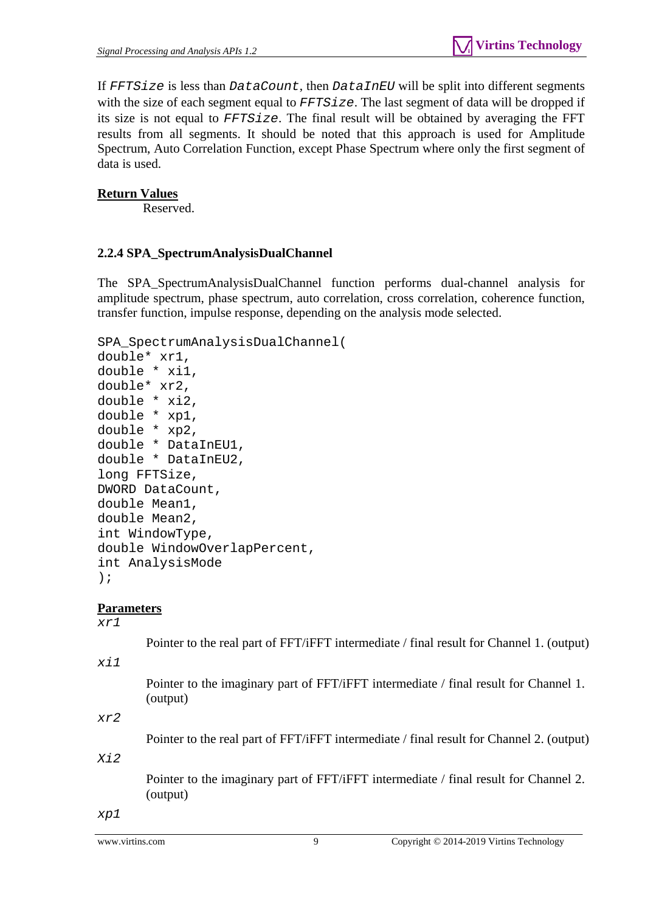If *FFTSize* is less than *DataCount*, then *DataInEU* will be split into different segments with the size of each segment equal to *FFTSize*. The last segment of data will be dropped if its size is not equal to *FFTSize*. The final result will be obtained by averaging the FFT results from all segments. It should be noted that this approach is used for Amplitude Spectrum, Auto Correlation Function, except Phase Spectrum where only the first segment of data is used.

**Return Values**

Reserved.

### 2.2.4 SPA_SpectrumAnalysisDualChannel

The SPA_SpectrumAnalysisDualChannel function performs dual-channel analysis for amplitude spectrum, phase spectrum, auto correlation, cross correlation, coherence function, transfer function, impulse response, depending on the analysis mode selected.

```
SPA_SpectrumAnalysisDualChannel(
double* xr1,
double * xi1,
double* xr2,
double * xi2,
double * xp1,
double * xp2,
double * DataInEU1,
double * DataInEU2,
long FFTSize,
DWORD DataCount,
double Mean1,
double Mean2,
int WindowType,
double WindowOverlapPercent,
int AnalysisMode
);
```

**Parameters**

*xr1*

Pointer to the real part of FFT/iFFT intermediate / final result for Channel 1. (output)

*xi1*

Pointer to the imaginary part of FFT/iFFT intermediate / final result for Channel 1. (output)

*xr2*

Pointer to the real part of FFT/iFFT intermediate / final result for Channel 2. (output)

*Xi2*

Pointer to the imaginary part of FFT/iFFT intermediate / final result for Channel 2. (output)

*xp1*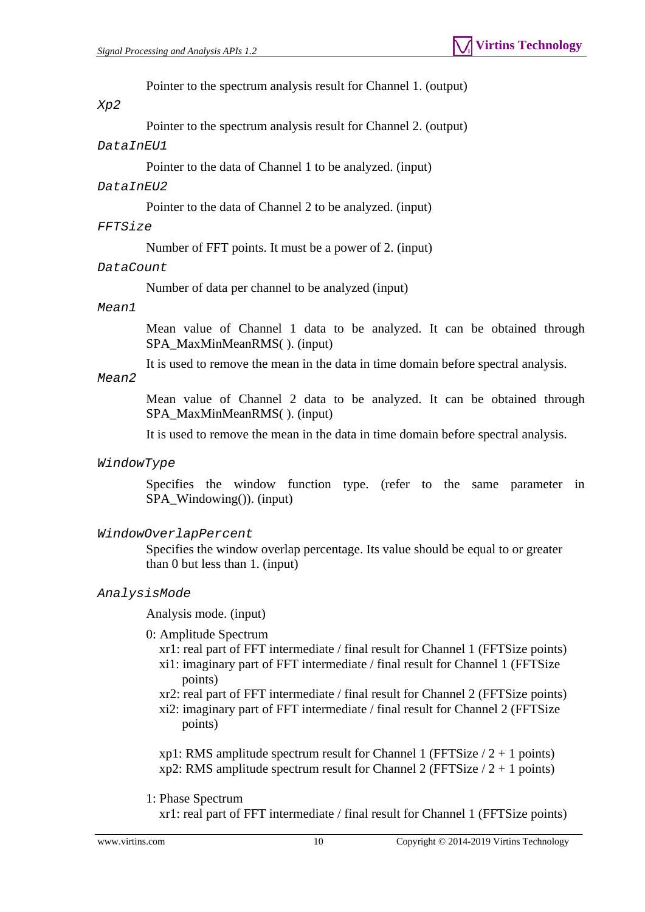Pointer to the spectrum analysis result for Channel 1. (output)

*Xp2*

Pointer to the spectrum analysis result for Channel 2. (output)

*DataInEU1*

Pointer to the data of Channel 1 to be analyzed. (input)

*DataInEU2*

Pointer to the data of Channel 2 to be analyzed. (input)

*FFTSize*

Number of FFT points. It must be a power of 2. (input)

*DataCount*

Number of data per channel to be analyzed (input)

*Mean1*

Mean value of Channel 1 data to be analyzed. It can be obtained through SPA_MaxMinMeanRMS( ). (input)

It is used to remove the mean in the data in time domain before spectral analysis.

*Mean2*

Mean value of Channel 2 data to be analyzed. It can be obtained through SPA_MaxMinMeanRMS( ). (input)

It is used to remove the mean in the data in time domain before spectral analysis.

*WindowType*

Specifies the window function type. (refer to the same parameter in SPA_Windowing()). (input)

*WindowOverlapPercent*

Specifies the window overlap percentage. Its value should be equal to or greater than 0 but less than 1. (input)

*AnalysisMode*

Analysis mode. (input)

0: Amplitude Spectrum
- xr1: real part of FFT intermediate / final result for Channel 1 (FFTSize points)
- xi1: imaginary part of FFT intermediate / final result for Channel 1 (FFTSize points)
- xr2: real part of FFT intermediate / final result for Channel 2 (FFTSize points)
- xi2: imaginary part of FFT intermediate / final result for Channel 2 (FFTSize points)

- xp1: RMS amplitude spectrum result for Channel 1 (FFTSize / 2 + 1 points)
- xp2: RMS amplitude spectrum result for Channel 2 (FFTSize / 2 + 1 points)

1: Phase Spectrum
- xr1: real part of FFT intermediate / final result for Channel 1 (FFTSize points)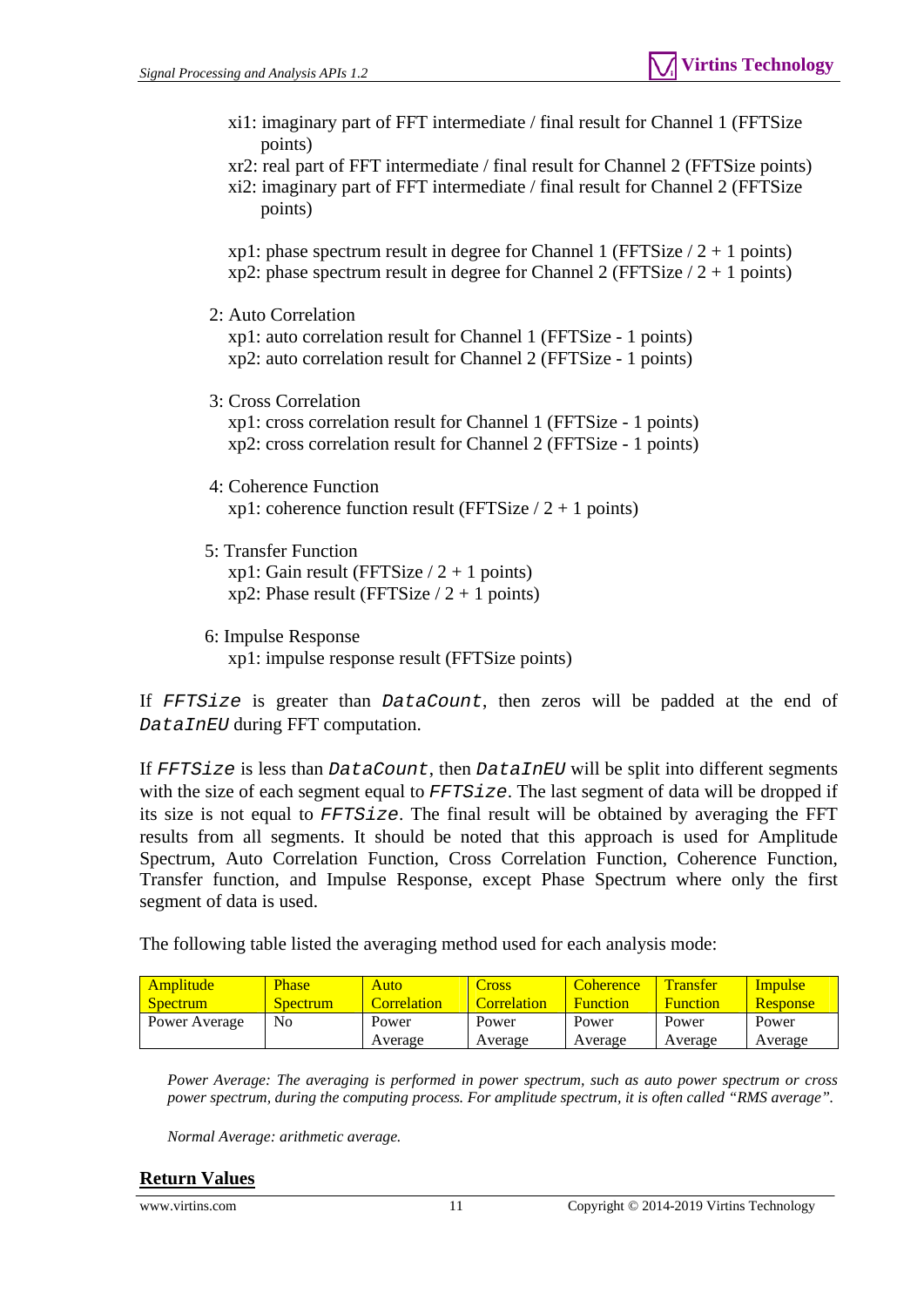xi1: imaginary part of FFT intermediate / final result for Channel 1 (FFTSize points)
xr2: real part of FFT intermediate / final result for Channel 2 (FFTSize points)
xi2: imaginary part of FFT intermediate / final result for Channel 2 (FFTSize points)

xp1: phase spectrum result in degree for Channel 1 (FFTSize / 2 + 1 points)
xp2: phase spectrum result in degree for Channel 2 (FFTSize / 2 + 1 points)

2: Auto Correlation
xp1: auto correlation result for Channel 1 (FFTSize - 1 points)
xp2: auto correlation result for Channel 2 (FFTSize - 1 points)

3: Cross Correlation
xp1: cross correlation result for Channel 1 (FFTSize - 1 points)
xp2: cross correlation result for Channel 2 (FFTSize - 1 points)

4: Coherence Function
xp1: coherence function result (FFTSize / 2 + 1 points)

5: Transfer Function
xp1: Gain result (FFTSize / 2 + 1 points)
xp2: Phase result (FFTSize / 2 + 1 points)

6: Impulse Response
xp1: impulse response result (FFTSize points)

If `FFTSize` is greater than `DataCount`, then zeros will be padded at the end of `DataInEU` during FFT computation.

If `FFTSize` is less than `DataCount`, then `DataInEU` will be split into different segments with the size of each segment equal to `FFTSize`. The last segment of data will be dropped if its size is not equal to `FFTSize`. The final result will be obtained by averaging the FFT results from all segments. It should be noted that this approach is used for Amplitude Spectrum, Auto Correlation Function, Cross Correlation Function, Coherence Function, Transfer function, and Impulse Response, except Phase Spectrum where only the first segment of data is used.

The following table listed the averaging method used for each analysis mode:

| Amplitude Spectrum | Phase Spectrum | Auto Correlation | Cross Correlation | Coherence Function | Transfer Function | Impulse Response |
|---|---|---|---|---|---|---|
| Power Average | No | Power Average | Power Average | Power Average | Power Average | Power Average |

*Power Average: The averaging is performed in power spectrum, such as auto power spectrum or cross power spectrum, during the computing process. For amplitude spectrum, it is often called "RMS average".*

*Normal Average: arithmetic average.*

## Return Values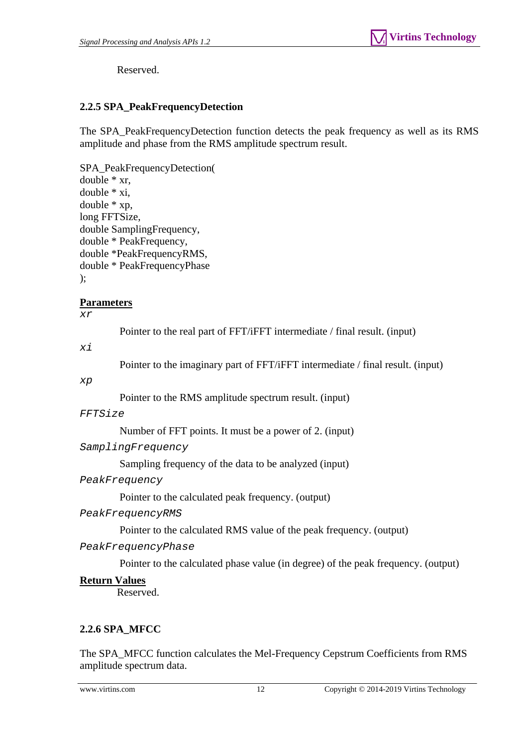Reserved.

### 2.2.5 SPA_PeakFrequencyDetection

The SPA_PeakFrequencyDetection function detects the peak frequency as well as its RMS amplitude and phase from the RMS amplitude spectrum result.

```
SPA_PeakFrequencyDetection(
double * xr,
double * xi,
double * xp,
long FFTSize,
double SamplingFrequency,
double * PeakFrequency,
double *PeakFrequencyRMS,
double * PeakFrequencyPhase
);
```

**Parameters**

*xr*

Pointer to the real part of FFT/iFFT intermediate / final result. (input)

*xi*

Pointer to the imaginary part of FFT/iFFT intermediate / final result. (input)

*xp*

Pointer to the RMS amplitude spectrum result. (input)

*FFTSize*

Number of FFT points. It must be a power of 2. (input)

*SamplingFrequency*

Sampling frequency of the data to be analyzed (input)

*PeakFrequency*

Pointer to the calculated peak frequency. (output)

*PeakFrequencyRMS*

Pointer to the calculated RMS value of the peak frequency. (output)

*PeakFrequencyPhase*

Pointer to the calculated phase value (in degree) of the peak frequency. (output)

**Return Values**

Reserved.

### 2.2.6 SPA_MFCC

The SPA_MFCC function calculates the Mel-Frequency Cepstrum Coefficients from RMS amplitude spectrum data.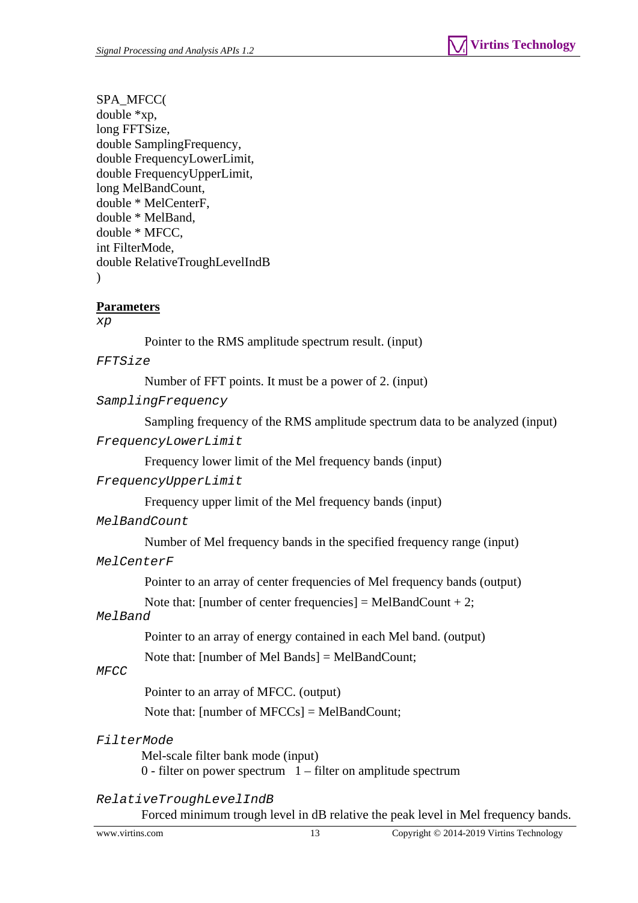```
SPA_MFCC(
double *xp,
long FFTSize,
double SamplingFrequency,
double FrequencyLowerLimit,
double FrequencyUpperLimit,
long MelBandCount,
double * MelCenterF,
double * MelBand,
double * MFCC,
int FilterMode,
double RelativeTroughLevelIndB
)
```

**Parameters**

`xp`

Pointer to the RMS amplitude spectrum result. (input)

`FFTSize`

Number of FFT points. It must be a power of 2. (input)

`SamplingFrequency`

Sampling frequency of the RMS amplitude spectrum data to be analyzed (input)

`FrequencyLowerLimit`

Frequency lower limit of the Mel frequency bands (input)

`FrequencyUpperLimit`

Frequency upper limit of the Mel frequency bands (input)

`MelBandCount`

Number of Mel frequency bands in the specified frequency range (input)

`MelCenterF`

Pointer to an array of center frequencies of Mel frequency bands (output)

Note that: [number of center frequencies] = MelBandCount + 2;

`MelBand`

Pointer to an array of energy contained in each Mel band. (output)

Note that: [number of Mel Bands] = MelBandCount;

`MFCC`

Pointer to an array of MFCC. (output)

Note that: [number of MFCCs] = MelBandCount;

`FilterMode`

Mel-scale filter bank mode (input)
0 - filter on power spectrum 1 – filter on amplitude spectrum

`RelativeTroughLevelIndB`

Forced minimum trough level in dB relative the peak level in Mel frequency bands.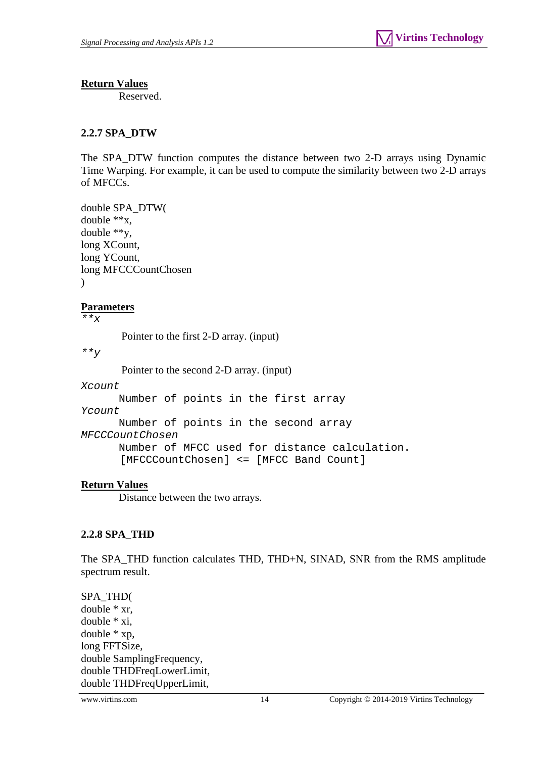**Return Values**

Reserved.

### 2.2.7 SPA_DTW

The SPA_DTW function computes the distance between two 2-D arrays using Dynamic Time Warping. For example, it can be used to compute the similarity between two 2-D arrays of MFCCs.

double SPA_DTW(
double **x,
double **y,
long XCount,
long YCount,
long MFCCCountChosen
)

**Parameters**

*\*\*x*

Pointer to the first 2-D array. (input)

*\*\*y*

Pointer to the second 2-D array. (input)

*Xcount*

Number of points in the first array

*Ycount*

Number of points in the second array

*MFCCCountChosen*

Number of MFCC used for distance calculation.
[MFCCCountChosen] <= [MFCC Band Count]

**Return Values**

Distance between the two arrays.

### 2.2.8 SPA_THD

The SPA_THD function calculates THD, THD+N, SINAD, SNR from the RMS amplitude spectrum result.

SPA_THD(
double * xr,
double * xi,
double * xp,
long FFTSize,
double SamplingFrequency,
double THDFreqLowerLimit,
double THDFreqUpperLimit,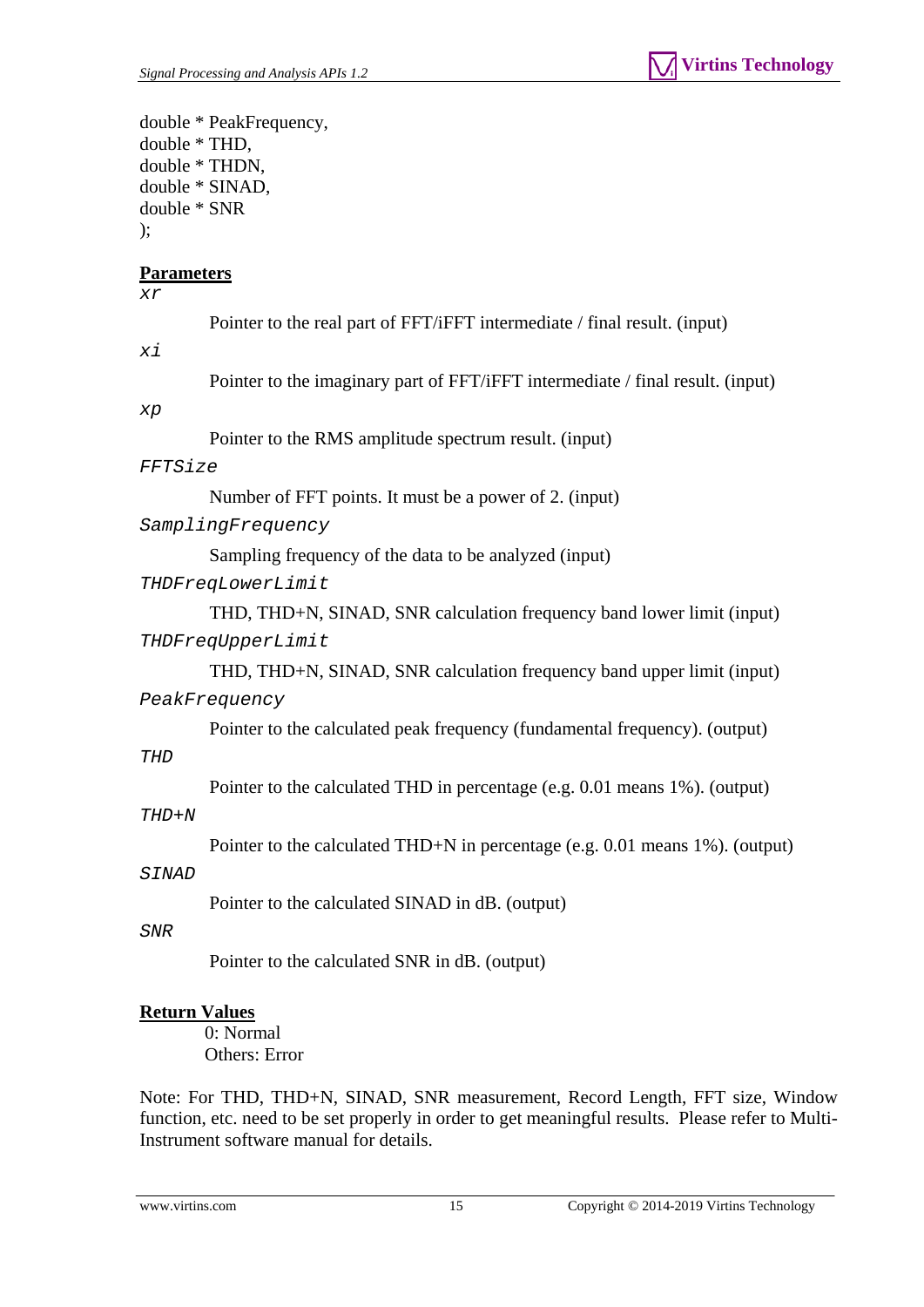```
double * PeakFrequency,
double * THD,
double * THDN,
double * SINAD,
double * SNR
);
```

**Parameters**

*xr*

Pointer to the real part of FFT/iFFT intermediate / final result. (input)

*xi*

Pointer to the imaginary part of FFT/iFFT intermediate / final result. (input)

*xp*

Pointer to the RMS amplitude spectrum result. (input)

*FFTSize*

Number of FFT points. It must be a power of 2. (input)

*SamplingFrequency*

Sampling frequency of the data to be analyzed (input)

*THDFreqLowerLimit*

THD, THD+N, SINAD, SNR calculation frequency band lower limit (input)

*THDFreqUpperLimit*

THD, THD+N, SINAD, SNR calculation frequency band upper limit (input)

*PeakFrequency*

Pointer to the calculated peak frequency (fundamental frequency). (output)

*THD*

Pointer to the calculated THD in percentage (e.g. 0.01 means 1%). (output)

*THD+N*

Pointer to the calculated THD+N in percentage (e.g. 0.01 means 1%). (output)

*SINAD*

Pointer to the calculated SINAD in dB. (output)

*SNR*

Pointer to the calculated SNR in dB. (output)

**Return Values**

0: Normal
Others: Error

Note: For THD, THD+N, SINAD, SNR measurement, Record Length, FFT size, Window function, etc. need to be set properly in order to get meaningful results. Please refer to Multi-Instrument software manual for details.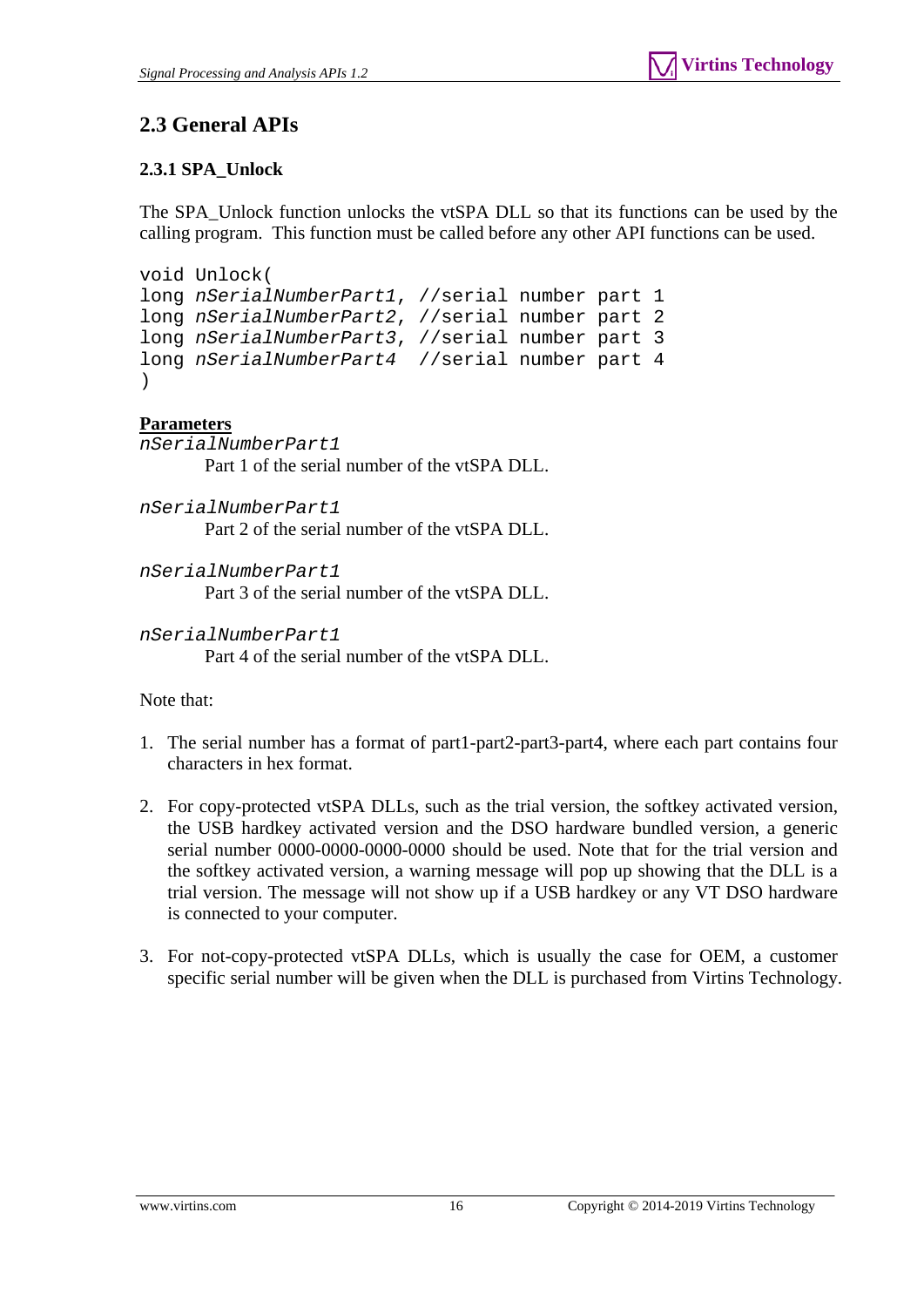## 2.3 General APIs

### 2.3.1 SPA_Unlock

The SPA_Unlock function unlocks the vtSPA DLL so that its functions can be used by the calling program. This function must be called before any other API functions can be used.

```
void Unlock(
long nSerialNumberPart1, //serial number part 1
long nSerialNumberPart2, //serial number part 2
long nSerialNumberPart3, //serial number part 3
long nSerialNumberPart4  //serial number part 4
)
```

**Parameters**

*nSerialNumberPart1*

Part 1 of the serial number of the vtSPA DLL.

*nSerialNumberPart1*

Part 2 of the serial number of the vtSPA DLL.

*nSerialNumberPart1*

Part 3 of the serial number of the vtSPA DLL.

*nSerialNumberPart1*

Part 4 of the serial number of the vtSPA DLL.

Note that:

1. The serial number has a format of part1-part2-part3-part4, where each part contains four characters in hex format.

2. For copy-protected vtSPA DLLs, such as the trial version, the softkey activated version, the USB hardkey activated version and the DSO hardware bundled version, a generic serial number 0000-0000-0000-0000 should be used. Note that for the trial version and the softkey activated version, a warning message will pop up showing that the DLL is a trial version. The message will not show up if a USB hardkey or any VT DSO hardware is connected to your computer.

3. For not-copy-protected vtSPA DLLs, which is usually the case for OEM, a customer specific serial number will be given when the DLL is purchased from Virtins Technology.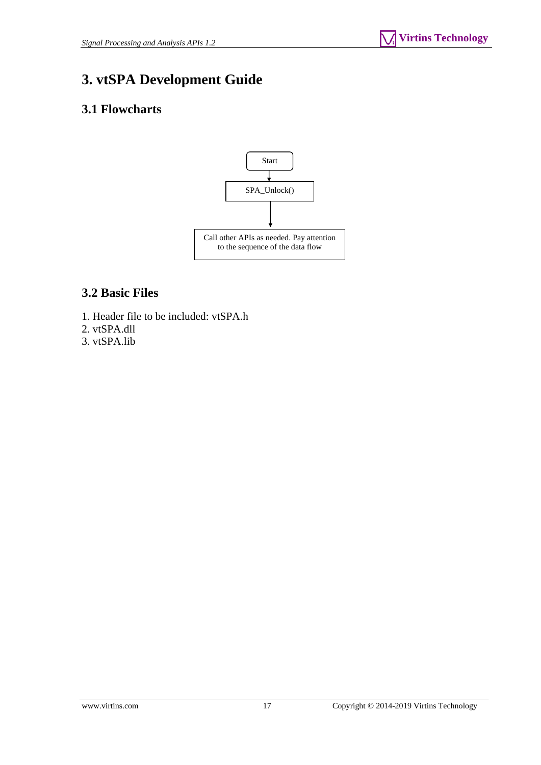# 3. vtSPA Development Guide

## 3.1 Flowcharts

Start

SPA_Unlock()

Call other APIs as needed. Pay attention to the sequence of the data flow

## 3.2 Basic Files

1. Header file to be included: vtSPA.h
2. vtSPA.dll
3. vtSPA.lib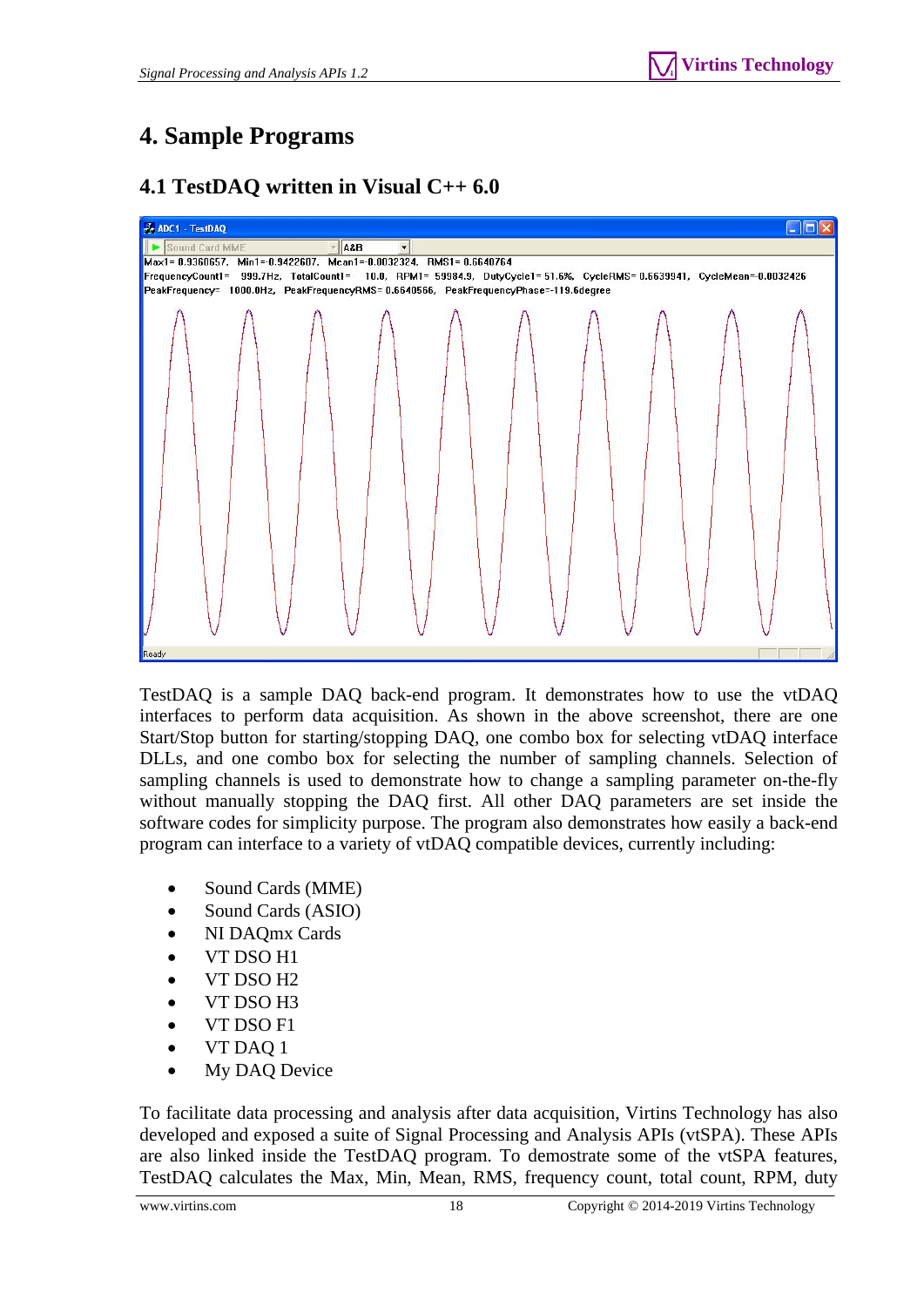# 4. Sample Programs

## 4.1 TestDAQ written in Visual C++ 6.0

ADC1 - TestDAQ

Sound Card MME

A&B

Max1= 0.9360657, Min1=-0.9422607, Mean1=-0.0032324, RMS1= 0.6640764

FrequencyCount1= 999.7Hz, TotalCount1= 10.0, RPM1= 59984.9, DutyCycle1= 51.6%, CycleRMS= 0.6639941, CycleMean=-0.0032426

PeakFrequency= 1000.0Hz, PeakFrequencyRMS= 0.6640566, PeakFrequencyPhase=-119.6degree

Ready

TestDAQ is a sample DAQ back-end program. It demonstrates how to use the vtDAQ interfaces to perform data acquisition. As shown in the above screenshot, there are one Start/Stop button for starting/stopping DAQ, one combo box for selecting vtDAQ interface DLLs, and one combo box for selecting the number of sampling channels. Selection of sampling channels is used to demonstrate how to change a sampling parameter on-the-fly without manually stopping the DAQ first. All other DAQ parameters are set inside the software codes for simplicity purpose. The program also demonstrates how easily a back-end program can interface to a variety of vtDAQ compatible devices, currently including:

- Sound Cards (MME)
- Sound Cards (ASIO)
- NI DAQmx Cards
- VT DSO H1
- VT DSO H2
- VT DSO H3
- VT DSO F1
- VT DAQ 1
- My DAQ Device

To facilitate data processing and analysis after data acquisition, Virtins Technology has also developed and exposed a suite of Signal Processing and Analysis APIs (vtSPA). These APIs are also linked inside the TestDAQ program. To demostrate some of the vtSPA features, TestDAQ calculates the Max, Min, Mean, RMS, frequency count, total count, RPM, duty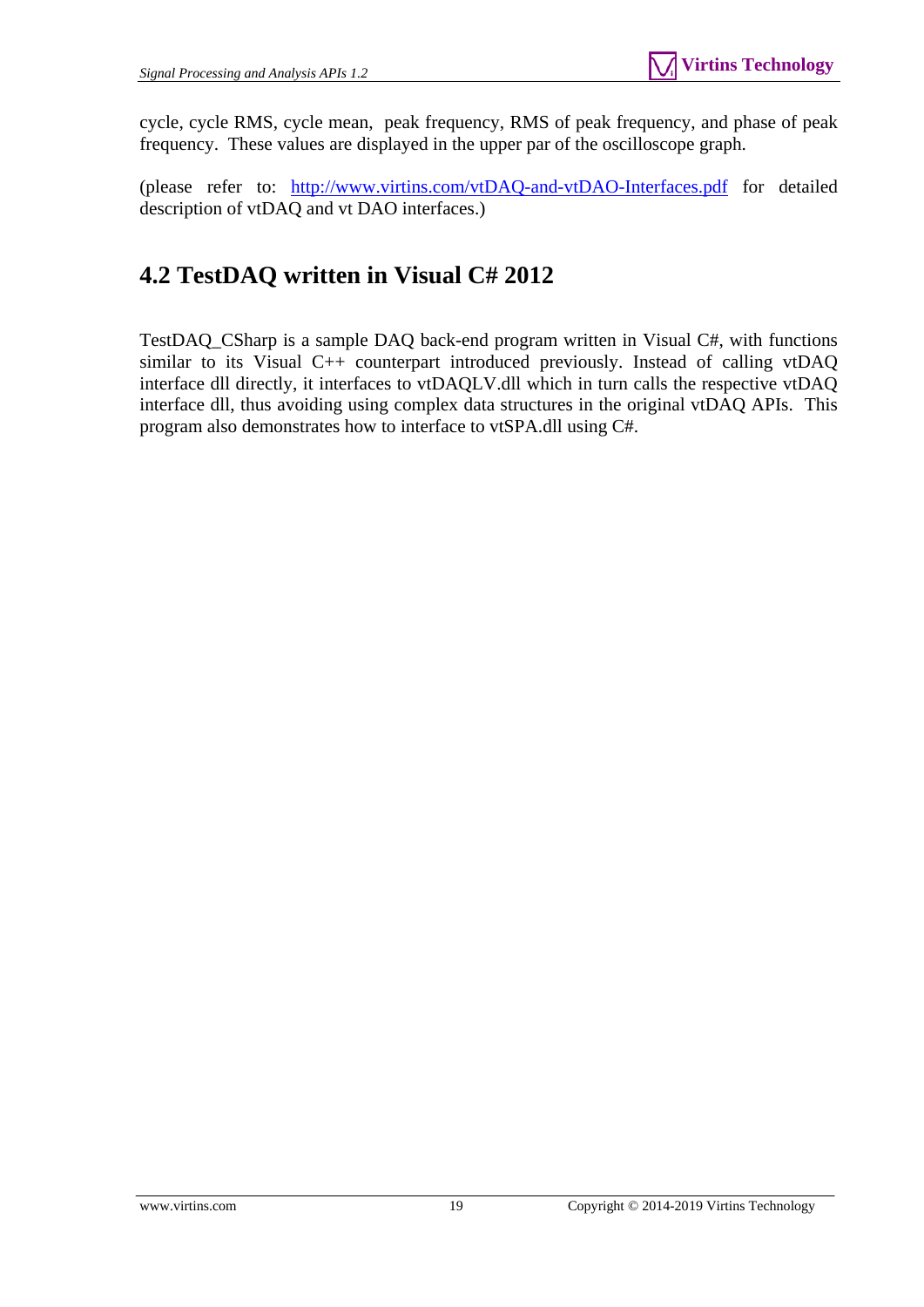cycle, cycle RMS, cycle mean, peak frequency, RMS of peak frequency, and phase of peak frequency. These values are displayed in the upper par of the oscilloscope graph.

(please refer to: http://www.virtins.com/vtDAQ-and-vtDAO-Interfaces.pdf for detailed description of vtDAQ and vt DAO interfaces.)

## 4.2 TestDAQ written in Visual C# 2012

TestDAQ_CSharp is a sample DAQ back-end program written in Visual C#, with functions similar to its Visual C++ counterpart introduced previously. Instead of calling vtDAQ interface dll directly, it interfaces to vtDAQLV.dll which in turn calls the respective vtDAQ interface dll, thus avoiding using complex data structures in the original vtDAQ APIs. This program also demonstrates how to interface to vtSPA.dll using C#.